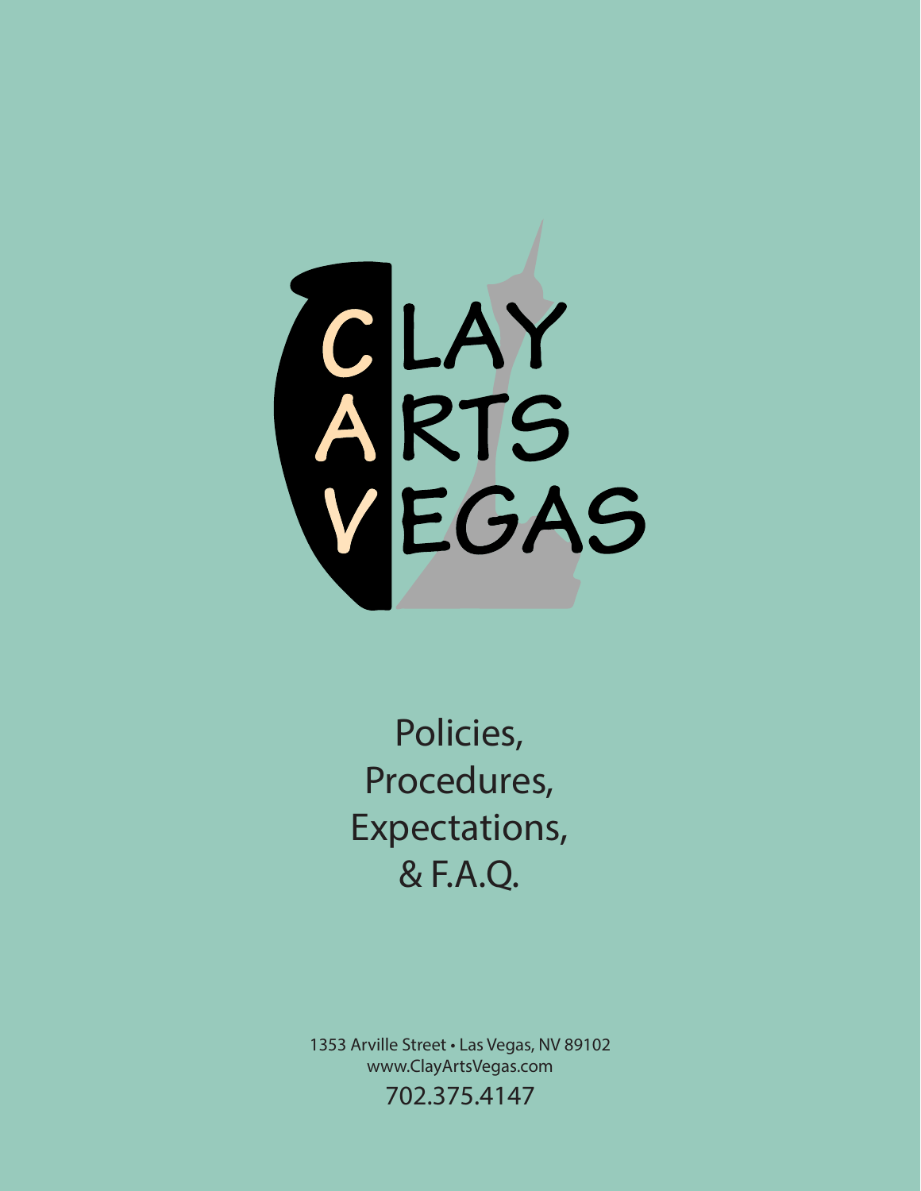# CLAY ARTS VEGAS

Policies,
Procedures,
Expectations,
& F.A.Q.

1353 Arville Street • Las Vegas, NV 89102
www.ClayArtsVegas.com
702.375.4147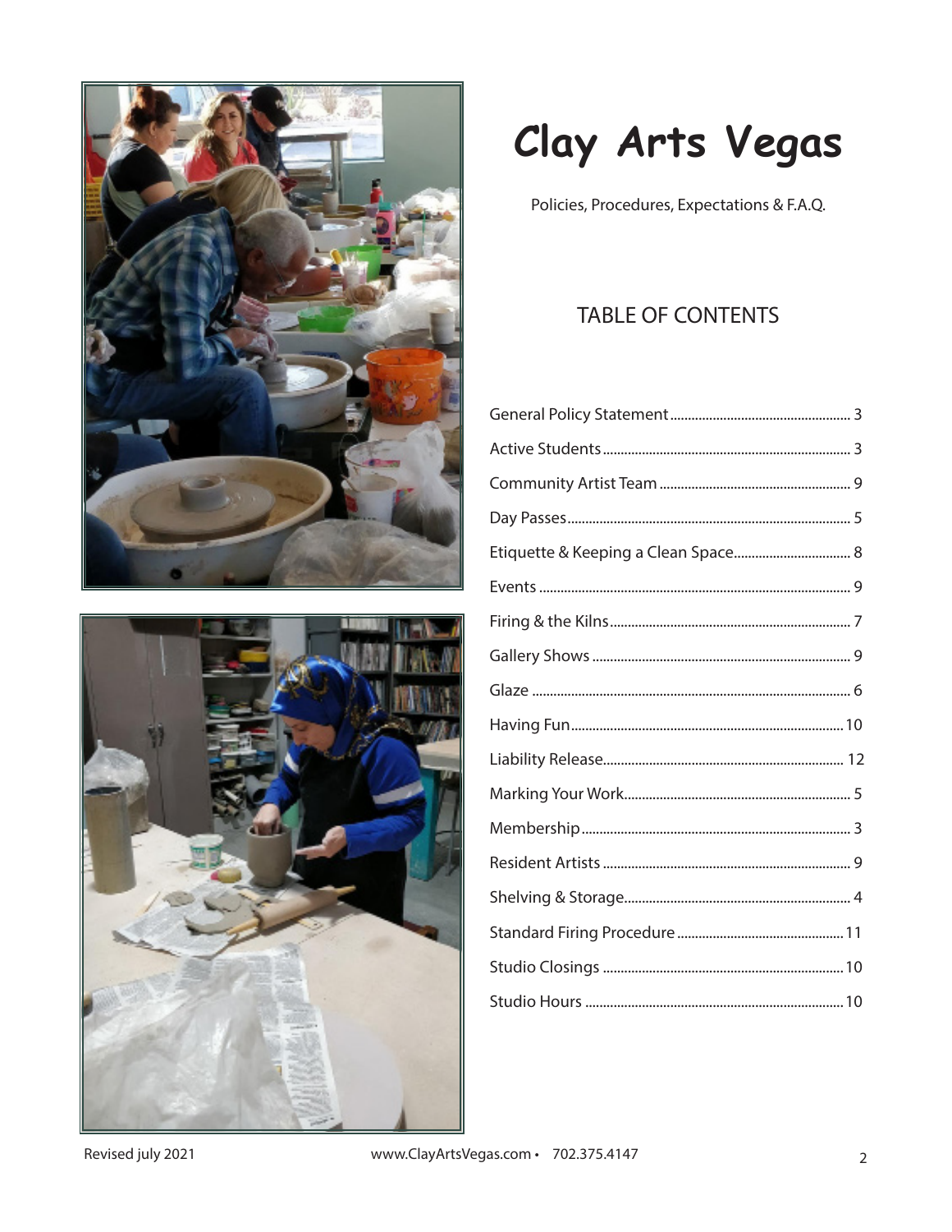# Clay Arts Vegas

Policies, Procedures, Expectations & F.A.Q.

## TABLE OF CONTENTS

| | |
|---|---|
| General Policy Statement | 3 |
| Active Students | 3 |
| Community Artist Team | 9 |
| Day Passes | 5 |
| Etiquette & Keeping a Clean Space | 8 |
| Events | 9 |
| Firing & the Kilns | 7 |
| Gallery Shows | 9 |
| Glaze | 6 |
| Having Fun | 10 |
| Liability Release | 12 |
| Marking Your Work | 5 |
| Membership | 3 |
| Resident Artists | 9 |
| Shelving & Storage | 4 |
| Standard Firing Procedure | 11 |
| Studio Closings | 10 |
| Studio Hours | 10 |

Revised july 2021

www.ClayArtsVegas.com • 702.375.4147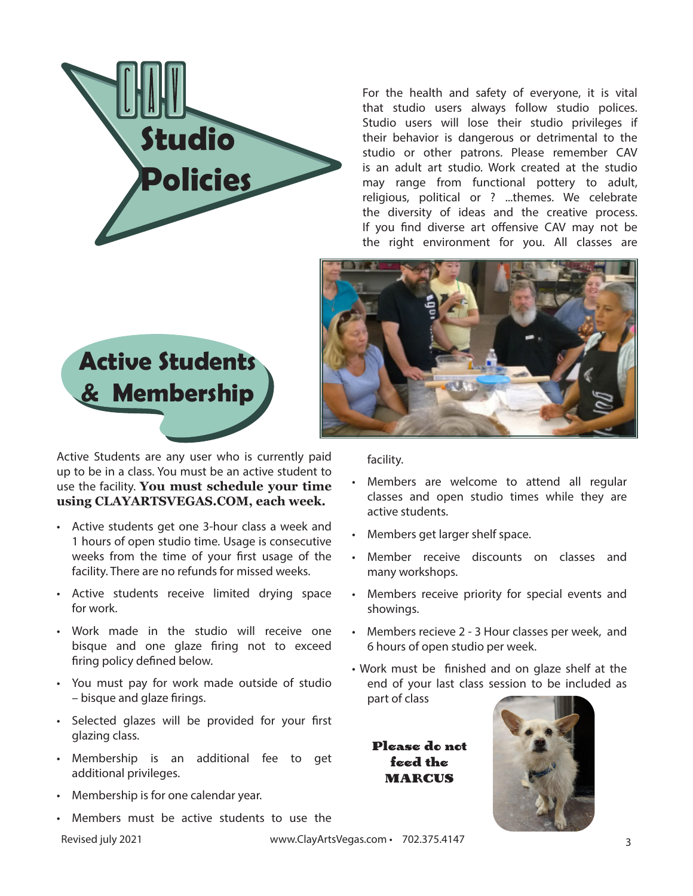# CAV Studio Policies

For the health and safety of everyone, it is vital that studio users always follow studio polices. Studio users will lose their studio privileges if their behavior is dangerous or detrimental to the studio or other patrons. Please remember CAV is an adult art studio. Work created at the studio may range from functional pottery to adult, religious, political or ? ...themes. We celebrate the diversity of ideas and the creative process. If you find diverse art offensive CAV may not be the right environment for you. All classes are

## Active Students & Membership

Active Students are any user who is currently paid up to be in a class. You must be an active student to use the facility. **You must schedule your time using CLAYARTSVEGAS.COM, each week.**

- Active students get one 3-hour class a week and 1 hours of open studio time. Usage is consecutive weeks from the time of your first usage of the facility. There are no refunds for missed weeks.
- Active students receive limited drying space for work.
- Work made in the studio will receive one bisque and one glaze firing not to exceed firing policy defined below.
- You must pay for work made outside of studio – bisque and glaze firings.
- Selected glazes will be provided for your first glazing class.
- Membership is an additional fee to get additional privileges.
- Membership is for one calendar year.
- Members must be active students to use the facility.
- Members are welcome to attend all regular classes and open studio times while they are active students.
- Members get larger shelf space.
- Member receive discounts on classes and many workshops.
- Members receive priority for special events and showings.
- Members recieve 2 - 3 Hour classes per week, and 6 hours of open studio per week.
- Work must be finished and on glaze shelf at the end of your last class session to be included as part of class

**Please do not feed the MARCUS**

Revised july 2021

www.ClayArtsVegas.com • 702.375.4147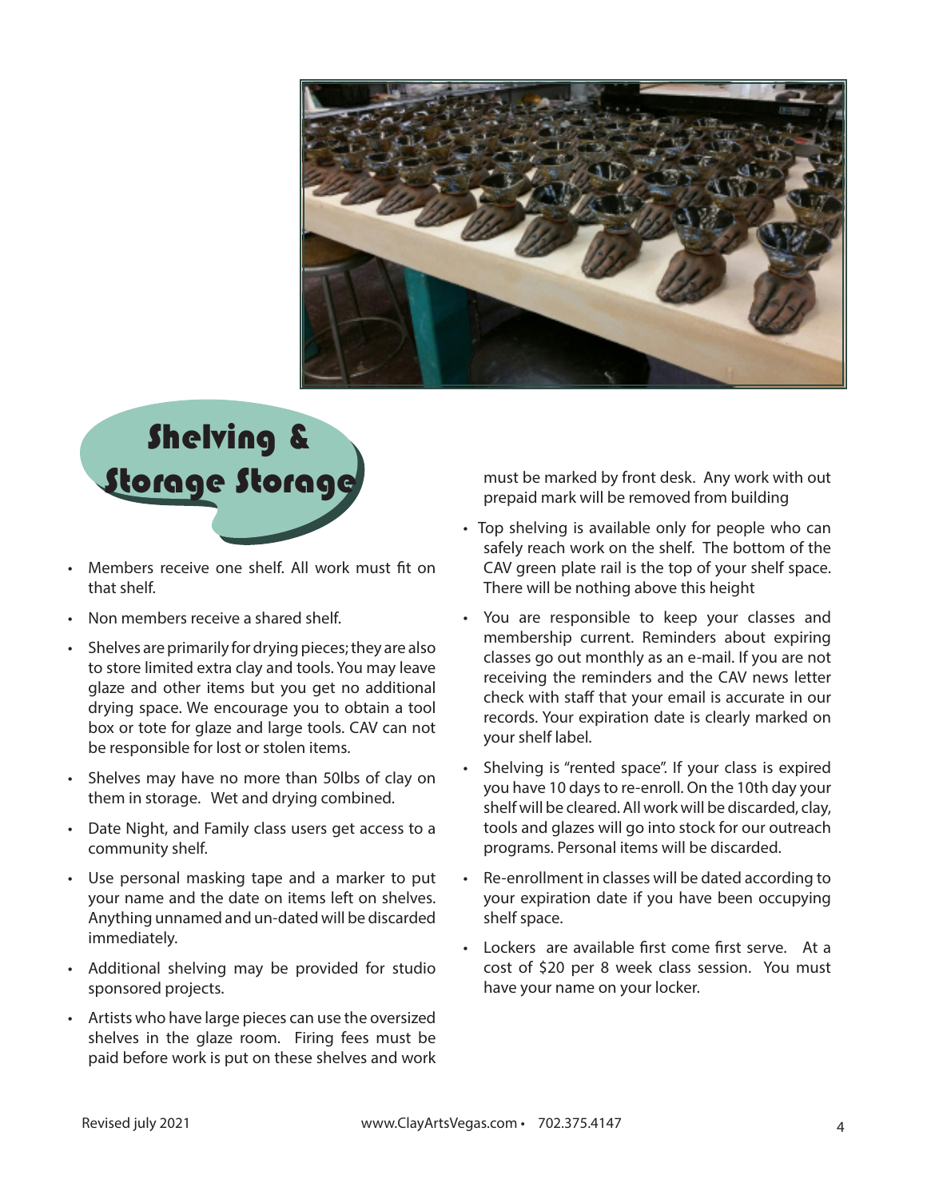## Shelving & Storage Storage

- Members receive one shelf. All work must fit on that shelf.
- Non members receive a shared shelf.
- Shelves are primarily for drying pieces; they are also to store limited extra clay and tools. You may leave glaze and other items but you get no additional drying space. We encourage you to obtain a tool box or tote for glaze and large tools. CAV can not be responsible for lost or stolen items.
- Shelves may have no more than 50lbs of clay on them in storage. Wet and drying combined.
- Date Night, and Family class users get access to a community shelf.
- Use personal masking tape and a marker to put your name and the date on items left on shelves. Anything unnamed and un-dated will be discarded immediately.
- Additional shelving may be provided for studio sponsored projects.
- Artists who have large pieces can use the oversized shelves in the glaze room. Firing fees must be paid before work is put on these shelves and work must be marked by front desk. Any work with out prepaid mark will be removed from building
- Top shelving is available only for people who can safely reach work on the shelf. The bottom of the CAV green plate rail is the top of your shelf space. There will be nothing above this height
- You are responsible to keep your classes and membership current. Reminders about expiring classes go out monthly as an e-mail. If you are not receiving the reminders and the CAV news letter check with staff that your email is accurate in our records. Your expiration date is clearly marked on your shelf label.
- Shelving is "rented space". If your class is expired you have 10 days to re-enroll. On the 10th day your shelf will be cleared. All work will be discarded, clay, tools and glazes will go into stock for our outreach programs. Personal items will be discarded.
- Re-enrollment in classes will be dated according to your expiration date if you have been occupying shelf space.
- Lockers are available first come first serve. At a cost of $20 per 8 week class session. You must have your name on your locker.

Revised july 2021 www.ClayArtsVegas.com • 702.375.4147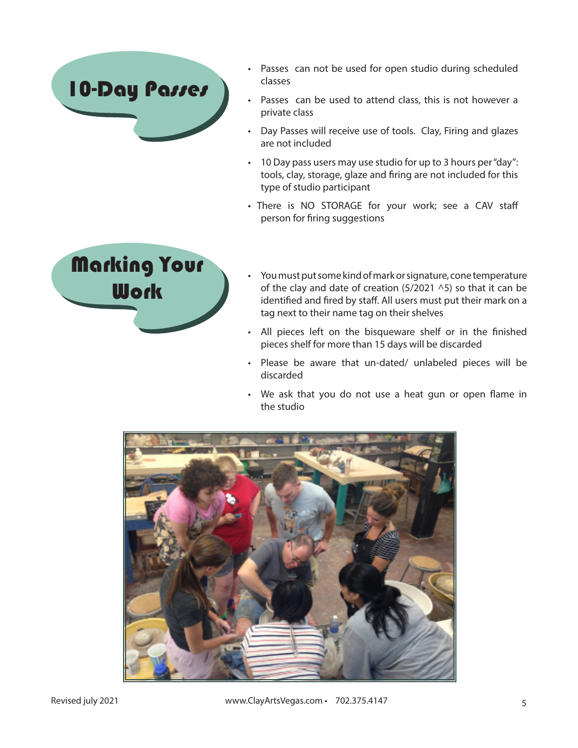## 10-Day Passes

- Passes can not be used for open studio during scheduled classes
- Passes can be used to attend class, this is not however a private class
- Day Passes will receive use of tools. Clay, Firing and glazes are not included
- 10 Day pass users may use studio for up to 3 hours per "day": tools, clay, storage, glaze and firing are not included for this type of studio participant
- There is NO STORAGE for your work; see a CAV staff person for firing suggestions

## Marking Your Work

- You must put some kind of mark or signature, cone temperature of the clay and date of creation (5/2021 ^5) so that it can be identified and fired by staff. All users must put their mark on a tag next to their name tag on their shelves
- All pieces left on the bisqueware shelf or in the finished pieces shelf for more than 15 days will be discarded
- Please be aware that un-dated/ unlabeled pieces will be discarded
- We ask that you do not use a heat gun or open flame in the studio

Revised july 2021

www.ClayArtsVegas.com • 702.375.4147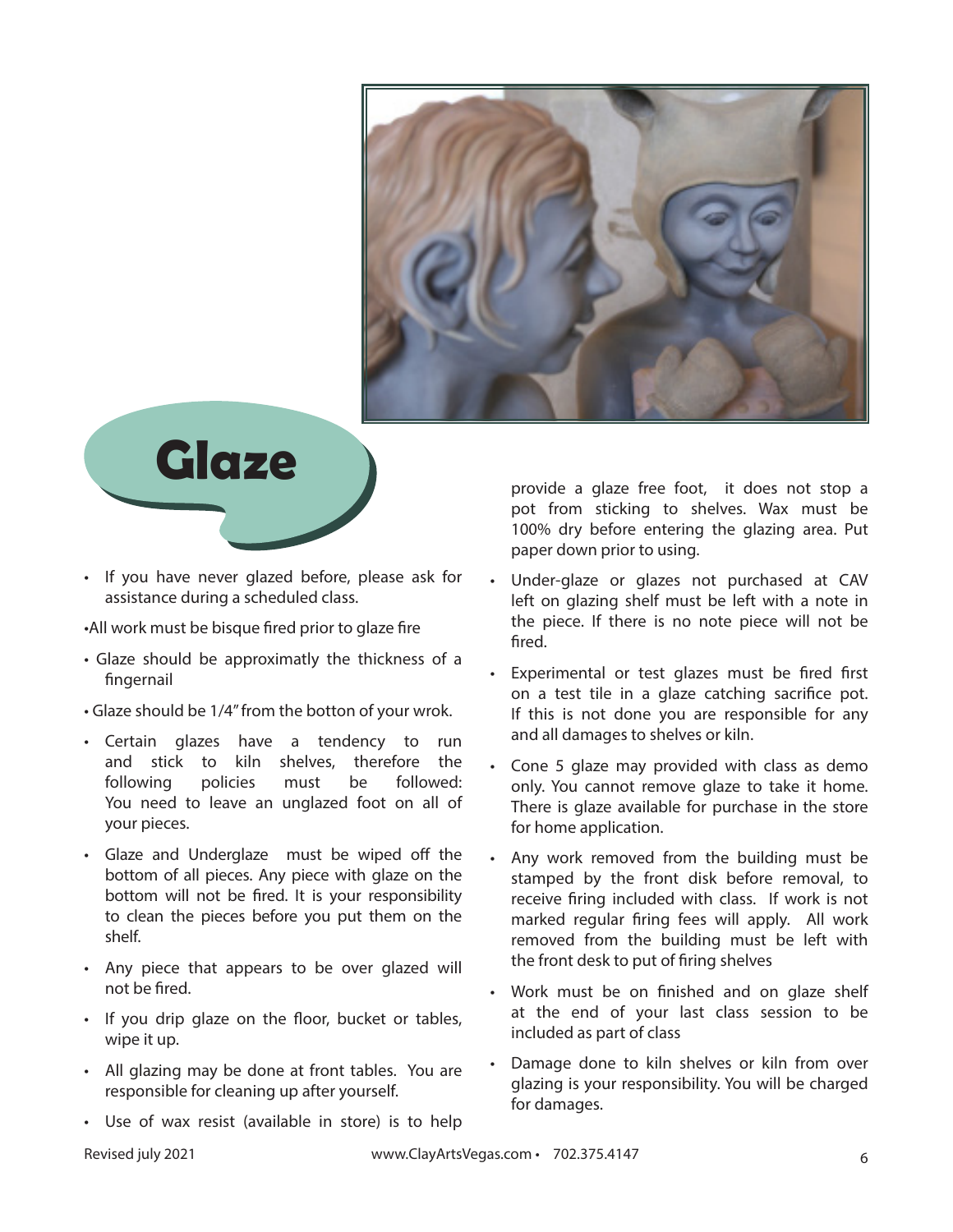# Glaze

- If you have never glazed before, please ask for assistance during a scheduled class.
- All work must be bisque fired prior to glaze fire
- Glaze should be approximatly the thickness of a fingernail
- Glaze should be 1/4" from the botton of your wrok.
- Certain glazes have a tendency to run and stick to kiln shelves, therefore the following policies must be followed: You need to leave an unglazed foot on all of your pieces.
- Glaze and Underglaze must be wiped off the bottom of all pieces. Any piece with glaze on the bottom will not be fired. It is your responsibility to clean the pieces before you put them on the shelf.
- Any piece that appears to be over glazed will not be fired.
- If you drip glaze on the floor, bucket or tables, wipe it up.
- All glazing may be done at front tables. You are responsible for cleaning up after yourself.
- Use of wax resist (available in store) is to help provide a glaze free foot, it does not stop a pot from sticking to shelves. Wax must be 100% dry before entering the glazing area. Put paper down prior to using.
- Under-glaze or glazes not purchased at CAV left on glazing shelf must be left with a note in the piece. If there is no note piece will not be fired.
- Experimental or test glazes must be fired first on a test tile in a glaze catching sacrifice pot. If this is not done you are responsible for any and all damages to shelves or kiln.
- Cone 5 glaze may provided with class as demo only. You cannot remove glaze to take it home. There is glaze available for purchase in the store for home application.
- Any work removed from the building must be stamped by the front disk before removal, to receive firing included with class. If work is not marked regular firing fees will apply. All work removed from the building must be left with the front desk to put of firing shelves
- Work must be on finished and on glaze shelf at the end of your last class session to be included as part of class
- Damage done to kiln shelves or kiln from over glazing is your responsibility. You will be charged for damages.

Revised july 2021 www.ClayArtsVegas.com • 702.375.4147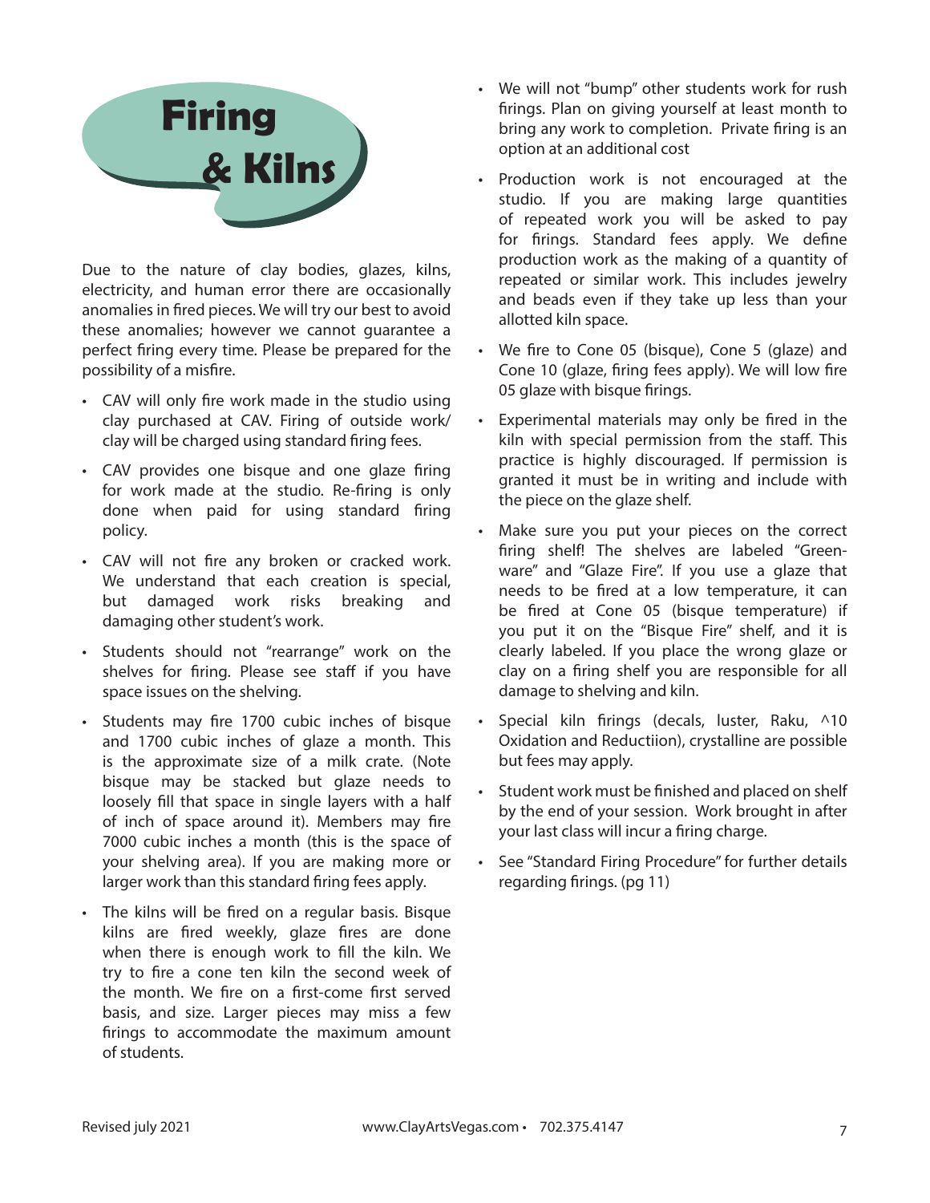# Firing & Kilns

Due to the nature of clay bodies, glazes, kilns, electricity, and human error there are occasionally anomalies in fired pieces. We will try our best to avoid these anomalies; however we cannot guarantee a perfect firing every time. Please be prepared for the possibility of a misfire.

- CAV will only fire work made in the studio using clay purchased at CAV. Firing of outside work/ clay will be charged using standard firing fees.
- CAV provides one bisque and one glaze firing for work made at the studio. Re-firing is only done when paid for using standard firing policy.
- CAV will not fire any broken or cracked work. We understand that each creation is special, but damaged work risks breaking and damaging other student's work.
- Students should not "rearrange" work on the shelves for firing. Please see staff if you have space issues on the shelving.
- Students may fire 1700 cubic inches of bisque and 1700 cubic inches of glaze a month. This is the approximate size of a milk crate. (Note bisque may be stacked but glaze needs to loosely fill that space in single layers with a half of inch of space around it). Members may fire 7000 cubic inches a month (this is the space of your shelving area). If you are making more or larger work than this standard firing fees apply.
- The kilns will be fired on a regular basis. Bisque kilns are fired weekly, glaze fires are done when there is enough work to fill the kiln. We try to fire a cone ten kiln the second week of the month. We fire on a first-come first served basis, and size. Larger pieces may miss a few firings to accommodate the maximum amount of students.
- We will not "bump" other students work for rush firings. Plan on giving yourself at least month to bring any work to completion. Private firing is an option at an additional cost
- Production work is not encouraged at the studio. If you are making large quantities of repeated work you will be asked to pay for firings. Standard fees apply. We define production work as the making of a quantity of repeated or similar work. This includes jewelry and beads even if they take up less than your allotted kiln space.
- We fire to Cone 05 (bisque), Cone 5 (glaze) and Cone 10 (glaze, firing fees apply). We will low fire 05 glaze with bisque firings.
- Experimental materials may only be fired in the kiln with special permission from the staff. This practice is highly discouraged. If permission is granted it must be in writing and include with the piece on the glaze shelf.
- Make sure you put your pieces on the correct firing shelf! The shelves are labeled "Green-ware" and "Glaze Fire". If you use a glaze that needs to be fired at a low temperature, it can be fired at Cone 05 (bisque temperature) if you put it on the "Bisque Fire" shelf, and it is clearly labeled. If you place the wrong glaze or clay on a firing shelf you are responsible for all damage to shelving and kiln.
- Special kiln firings (decals, luster, Raku, ^10 Oxidation and Reductiion), crystalline are possible but fees may apply.
- Student work must be finished and placed on shelf by the end of your session. Work brought in after your last class will incur a firing charge.
- See "Standard Firing Procedure" for further details regarding firings. (pg 11)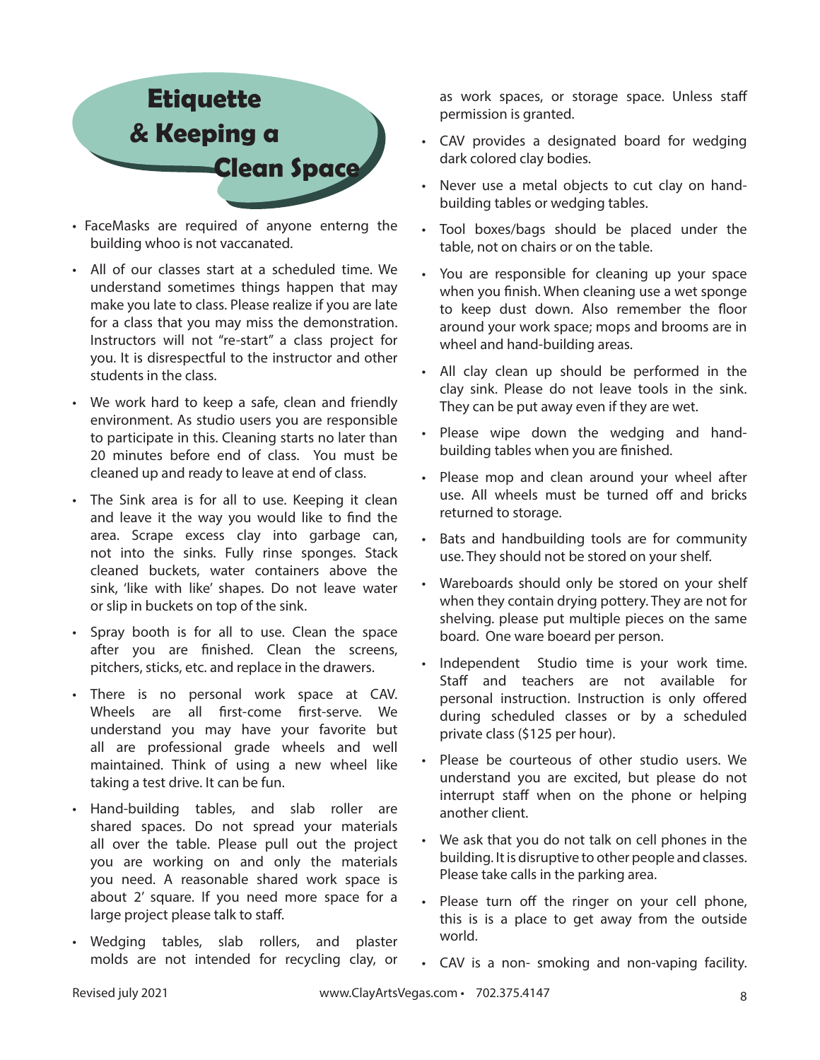# Etiquette & Keeping a Clean Space

- FaceMasks are required of anyone enterng the building whoo is not vaccanated.
- All of our classes start at a scheduled time. We understand sometimes things happen that may make you late to class. Please realize if you are late for a class that you may miss the demonstration. Instructors will not "re-start" a class project for you. It is disrespectful to the instructor and other students in the class.
- We work hard to keep a safe, clean and friendly environment. As studio users you are responsible to participate in this. Cleaning starts no later than 20 minutes before end of class. You must be cleaned up and ready to leave at end of class.
- The Sink area is for all to use. Keeping it clean and leave it the way you would like to find the area. Scrape excess clay into garbage can, not into the sinks. Fully rinse sponges. Stack cleaned buckets, water containers above the sink, 'like with like' shapes. Do not leave water or slip in buckets on top of the sink.
- Spray booth is for all to use. Clean the space after you are finished. Clean the screens, pitchers, sticks, etc. and replace in the drawers.
- There is no personal work space at CAV. Wheels are all first-come first-serve. We understand you may have your favorite but all are professional grade wheels and well maintained. Think of using a new wheel like taking a test drive. It can be fun.
- Hand-building tables, and slab roller are shared spaces. Do not spread your materials all over the table. Please pull out the project you are working on and only the materials you need. A reasonable shared work space is about 2' square. If you need more space for a large project please talk to staff.
- Wedging tables, slab rollers, and plaster molds are not intended for recycling clay, or as work spaces, or storage space. Unless staff permission is granted.
- CAV provides a designated board for wedging dark colored clay bodies.
- Never use a metal objects to cut clay on hand-building tables or wedging tables.
- Tool boxes/bags should be placed under the table, not on chairs or on the table.
- You are responsible for cleaning up your space when you finish. When cleaning use a wet sponge to keep dust down. Also remember the floor around your work space; mops and brooms are in wheel and hand-building areas.
- All clay clean up should be performed in the clay sink. Please do not leave tools in the sink. They can be put away even if they are wet.
- Please wipe down the wedging and hand-building tables when you are finished.
- Please mop and clean around your wheel after use. All wheels must be turned off and bricks returned to storage.
- Bats and handbuilding tools are for community use. They should not be stored on your shelf.
- Wareboards should only be stored on your shelf when they contain drying pottery. They are not for shelving. please put multiple pieces on the same board. One ware boeard per person.
- Independent Studio time is your work time. Staff and teachers are not available for personal instruction. Instruction is only offered during scheduled classes or by a scheduled private class ($125 per hour).
- Please be courteous of other studio users. We understand you are excited, but please do not interrupt staff when on the phone or helping another client.
- We ask that you do not talk on cell phones in the building. It is disruptive to other people and classes. Please take calls in the parking area.
- Please turn off the ringer on your cell phone, this is is a place to get away from the outside world.
- CAV is a non- smoking and non-vaping facility.

Revised july 2021 www.ClayArtsVegas.com • 702.375.4147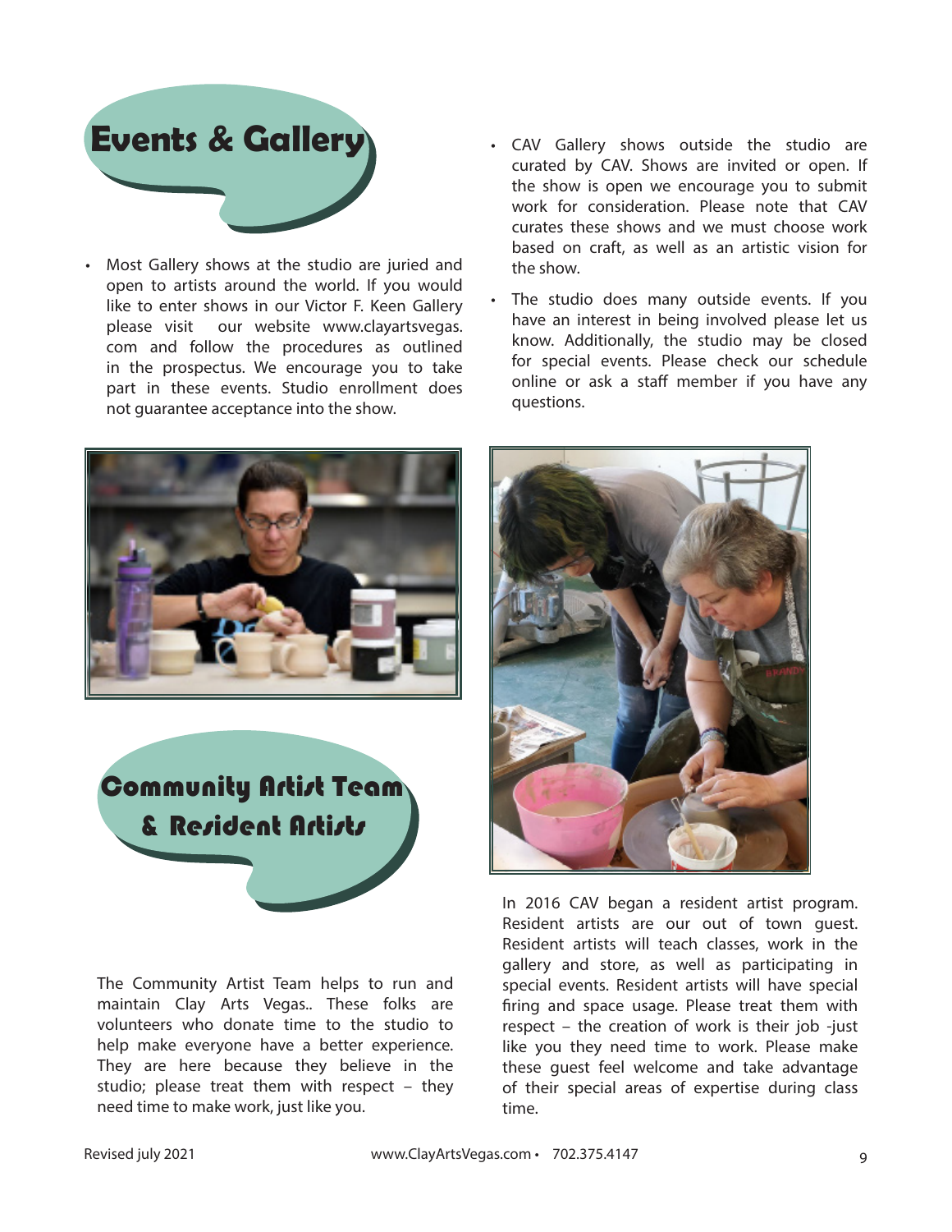## Events & Gallery

- Most Gallery shows at the studio are juried and open to artists around the world. If you would like to enter shows in our Victor F. Keen Gallery please visit our website www.clayartsvegas.com and follow the procedures as outlined in the prospectus. We encourage you to take part in these events. Studio enrollment does not guarantee acceptance into the show.
- CAV Gallery shows outside the studio are curated by CAV. Shows are invited or open. If the show is open we encourage you to submit work for consideration. Please note that CAV curates these shows and we must choose work based on craft, as well as an artistic vision for the show.
- The studio does many outside events. If you have an interest in being involved please let us know. Additionally, the studio may be closed for special events. Please check our schedule online or ask a staff member if you have any questions.

## Community Artist Team & Resident Artists

The Community Artist Team helps to run and maintain Clay Arts Vegas.. These folks are volunteers who donate time to the studio to help make everyone have a better experience. They are here because they believe in the studio; please treat them with respect – they need time to make work, just like you.

In 2016 CAV began a resident artist program. Resident artists are our out of town guest. Resident artists will teach classes, work in the gallery and store, as well as participating in special events. Resident artists will have special firing and space usage. Please treat them with respect – the creation of work is their job -just like you they need time to work. Please make these guest feel welcome and take advantage of their special areas of expertise during class time.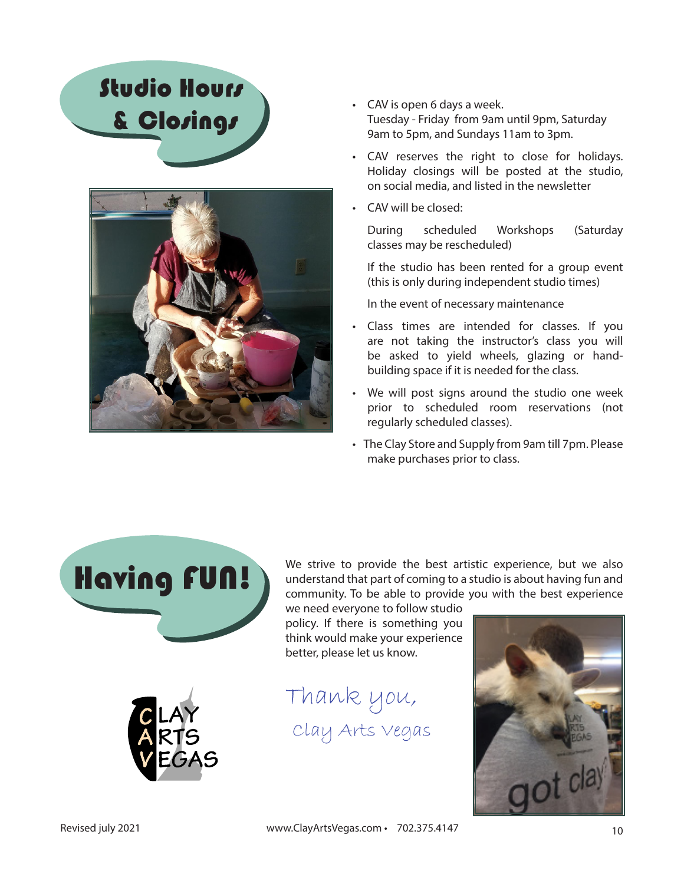## Studio Hours & Closings

- CAV is open 6 days a week.
  Tuesday - Friday from 9am until 9pm, Saturday 9am to 5pm, and Sundays 11am to 3pm.
- CAV reserves the right to close for holidays. Holiday closings will be posted at the studio, on social media, and listed in the newsletter
- CAV will be closed:

  During scheduled Workshops (Saturday classes may be rescheduled)

  If the studio has been rented for a group event (this is only during independent studio times)

  In the event of necessary maintenance
- Class times are intended for classes. If you are not taking the instructor's class you will be asked to yield wheels, glazing or hand-building space if it is needed for the class.
- We will post signs around the studio one week prior to scheduled room reservations (not regularly scheduled classes).
- The Clay Store and Supply from 9am till 7pm. Please make purchases prior to class.

## Having FUN!

We strive to provide the best artistic experience, but we also understand that part of coming to a studio is about having fun and community. To be able to provide you with the best experience we need everyone to follow studio policy. If there is something you think would make your experience better, please let us know.

*Thank you,*

*Clay Arts Vegas*

Revised july 2021

www.ClayArtsVegas.com • 702.375.4147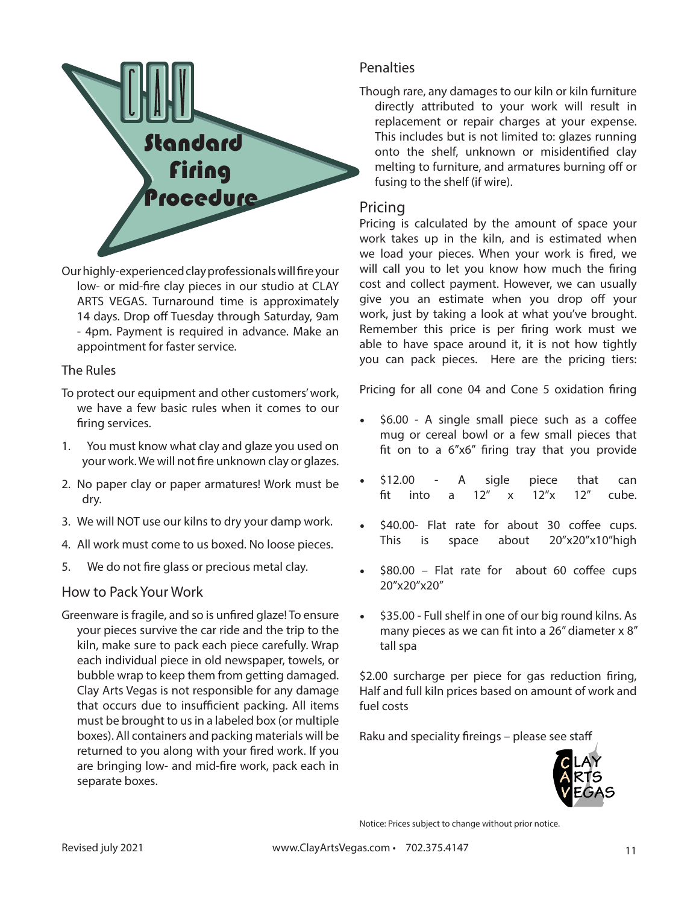# CAV Standard Firing Procedure

Our highly-experienced clay professionals will fire your low- or mid-fire clay pieces in our studio at CLAY ARTS VEGAS. Turnaround time is approximately 14 days. Drop off Tuesday through Saturday, 9am - 4pm. Payment is required in advance. Make an appointment for faster service.

## The Rules

To protect our equipment and other customers' work, we have a few basic rules when it comes to our firing services.

1. You must know what clay and glaze you used on your work. We will not fire unknown clay or glazes.
2. No paper clay or paper armatures! Work must be dry.
3. We will NOT use our kilns to dry your damp work.
4. All work must come to us boxed. No loose pieces.
5. We do not fire glass or precious metal clay.

## How to Pack Your Work

Greenware is fragile, and so is unfired glaze! To ensure your pieces survive the car ride and the trip to the kiln, make sure to pack each piece carefully. Wrap each individual piece in old newspaper, towels, or bubble wrap to keep them from getting damaged. Clay Arts Vegas is not responsible for any damage that occurs due to insufficient packing. All items must be brought to us in a labeled box (or multiple boxes). All containers and packing materials will be returned to you along with your fired work. If you are bringing low- and mid-fire work, pack each in separate boxes.

## Penalties

Though rare, any damages to our kiln or kiln furniture directly attributed to your work will result in replacement or repair charges at your expense. This includes but is not limited to: glazes running onto the shelf, unknown or misidentified clay melting to furniture, and armatures burning off or fusing to the shelf (if wire).

## Pricing

Pricing is calculated by the amount of space your work takes up in the kiln, and is estimated when we load your pieces. When your work is fired, we will call you to let you know how much the firing cost and collect payment. However, we can usually give you an estimate when you drop off your work, just by taking a look at what you've brought. Remember this price is per firing work must we able to have space around it, it is not how tightly you can pack pieces. Here are the pricing tiers:

Pricing for all cone 04 and Cone 5 oxidation firing

- $6.00 - A single small piece such as a coffee mug or cereal bowl or a few small pieces that fit on to a 6"x6" firing tray that you provide
- $12.00 - A sigle piece that can fit into a 12" x 12"x 12" cube.
- $40.00- Flat rate for about 30 coffee cups. This is space about 20"x20"x10"high
- $80.00 – Flat rate for about 60 coffee cups 20"x20"x20"
- $35.00 - Full shelf in one of our big round kilns. As many pieces as we can fit into a 26" diameter x 8" tall spa

$2.00 surcharge per piece for gas reduction firing, Half and full kiln prices based on amount of work and fuel costs

Raku and speciality fireings – please see staff

CLAY ARTS VEGAS

Notice: Prices subject to change without prior notice.

Revised july 2021

www.ClayArtsVegas.com • 702.375.4147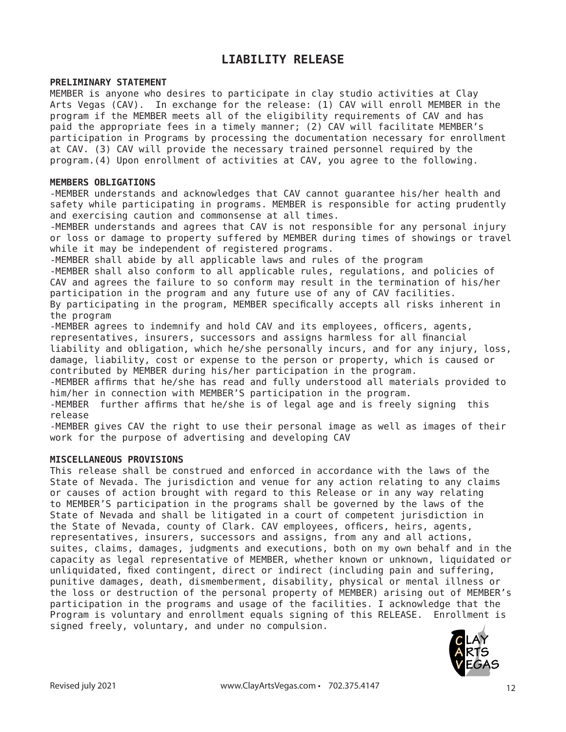# LIABILITY RELEASE

**PRELIMINARY STATEMENT**

MEMBER is anyone who desires to participate in clay studio activities at Clay Arts Vegas (CAV). In exchange for the release: (1) CAV will enroll MEMBER in the program if the MEMBER meets all of the eligibility requirements of CAV and has paid the appropriate fees in a timely manner; (2) CAV will facilitate MEMBER's participation in Programs by processing the documentation necessary for enrollment at CAV. (3) CAV will provide the necessary trained personnel required by the program.(4) Upon enrollment of activities at CAV, you agree to the following.

**MEMBERS OBLIGATIONS**

-MEMBER understands and acknowledges that CAV cannot guarantee his/her health and safety while participating in programs. MEMBER is responsible for acting prudently and exercising caution and commonsense at all times.

-MEMBER understands and agrees that CAV is not responsible for any personal injury or loss or damage to property suffered by MEMBER during times of showings or travel while it may be independent of registered programs.

-MEMBER shall abide by all applicable laws and rules of the program

-MEMBER shall also conform to all applicable rules, regulations, and policies of CAV and agrees the failure to so conform may result in the termination of his/her participation in the program and any future use of any of CAV facilities.

By participating in the program, MEMBER specifically accepts all risks inherent in the program

-MEMBER agrees to indemnify and hold CAV and its employees, officers, agents, representatives, insurers, successors and assigns harmless for all financial liability and obligation, which he/she personally incurs, and for any injury, loss, damage, liability, cost or expense to the person or property, which is caused or contributed by MEMBER during his/her participation in the program.

-MEMBER affirms that he/she has read and fully understood all materials provided to him/her in connection with MEMBER'S participation in the program.

-MEMBER further affirms that he/she is of legal age and is freely signing this release

-MEMBER gives CAV the right to use their personal image as well as images of their work for the purpose of advertising and developing CAV

**MISCELLANEOUS PROVISIONS**

This release shall be construed and enforced in accordance with the laws of the State of Nevada. The jurisdiction and venue for any action relating to any claims or causes of action brought with regard to this Release or in any way relating to MEMBER'S participation in the programs shall be governed by the laws of the State of Nevada and shall be litigated in a court of competent jurisdiction in the State of Nevada, county of Clark. CAV employees, officers, heirs, agents, representatives, insurers, successors and assigns, from any and all actions, suites, claims, damages, judgments and executions, both on my own behalf and in the capacity as legal representative of MEMBER, whether known or unknown, liquidated or unliquidated, fixed contingent, direct or indirect (including pain and suffering, punitive damages, death, dismemberment, disability, physical or mental illness or the loss or destruction of the personal property of MEMBER) arising out of MEMBER's participation in the programs and usage of the facilities. I acknowledge that the Program is voluntary and enrollment equals signing of this RELEASE. Enrollment is signed freely, voluntary, and under no compulsion.

CLAY ARTS VEGAS

Revised july 2021 www.ClayArtsVegas.com • 702.375.4147